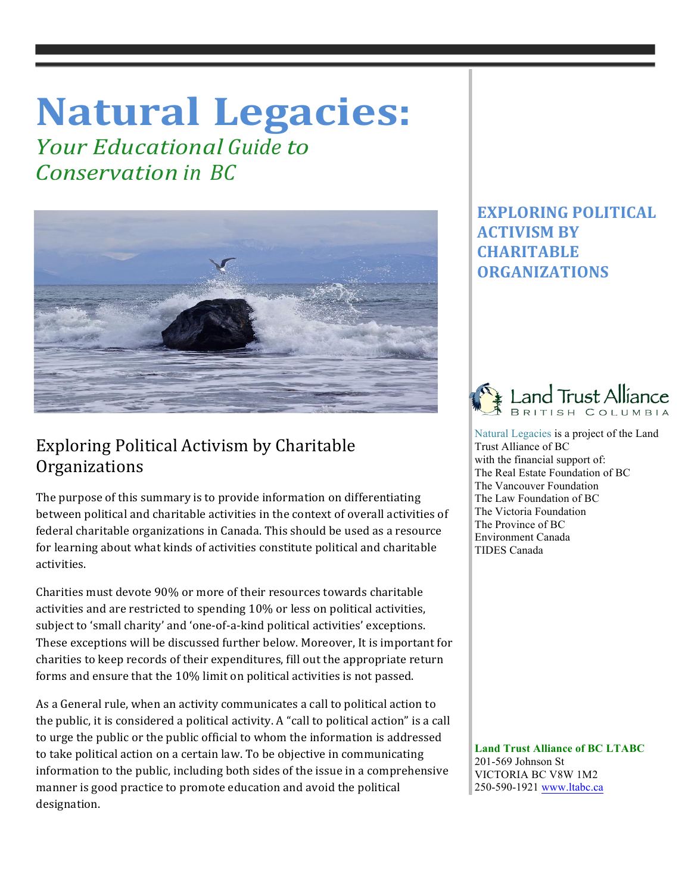# Natural Legacies:

*Your Educational Guide to Conservation in BC*

## EXPLORING POLITICAL ACTIVISM BY CHARITABLE ORGANIZATIONS

## Exploring Political Activism by Charitable Organizations

The purpose of this summary is to provide information on differentiating between political and charitable activities in the context of overall activities of federal charitable organizations in Canada. This should be used as a resource for learning about what kinds of activities constitute political and charitable activities.

Charities must devote 90% or more of their resources towards charitable activities and are restricted to spending 10% or less on political activities, subject to 'small charity' and 'one-of-a-kind political activities' exceptions. These exceptions will be discussed further below. Moreover, It is important for charities to keep records of their expenditures, fill out the appropriate return forms and ensure that the 10% limit on political activities is not passed.

As a General rule, when an activity communicates a call to political action to the public, it is considered a political activity. A "call to political action" is a call to urge the public or the public official to whom the information is addressed to take political action on a certain law. To be objective in communicating information to the public, including both sides of the issue in a comprehensive manner is good practice to promote education and avoid the political designation.

Land Trust Alliance British Columbia

Natural Legacies is a project of the Land Trust Alliance of BC with the financial support of:
The Real Estate Foundation of BC
The Vancouver Foundation
The Law Foundation of BC
The Victoria Foundation
The Province of BC
Environment Canada
TIDES Canada

**Land Trust Alliance of BC LTABC**
201-569 Johnson St
VICTORIA BC V8W 1M2
250-590-1921 www.ltabc.ca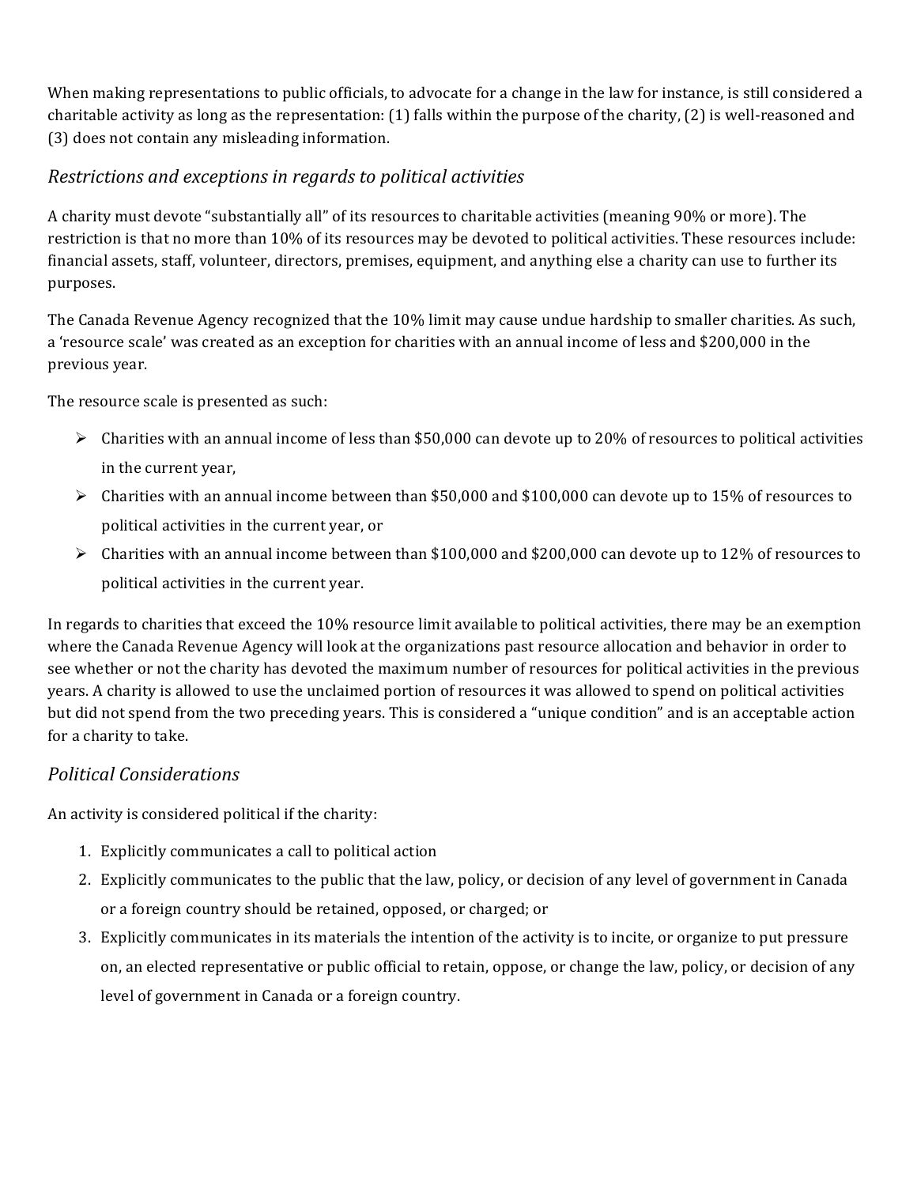When making representations to public officials, to advocate for a change in the law for instance, is still considered a charitable activity as long as the representation: (1) falls within the purpose of the charity, (2) is well-reasoned and (3) does not contain any misleading information.

### *Restrictions and exceptions in regards to political activities*

A charity must devote "substantially all" of its resources to charitable activities (meaning 90% or more). The restriction is that no more than 10% of its resources may be devoted to political activities. These resources include: financial assets, staff, volunteer, directors, premises, equipment, and anything else a charity can use to further its purposes.

The Canada Revenue Agency recognized that the 10% limit may cause undue hardship to smaller charities. As such, a 'resource scale' was created as an exception for charities with an annual income of less and $200,000 in the previous year.

The resource scale is presented as such:

- Charities with an annual income of less than $50,000 can devote up to 20% of resources to political activities in the current year,
- Charities with an annual income between than $50,000 and $100,000 can devote up to 15% of resources to political activities in the current year, or
- Charities with an annual income between than $100,000 and $200,000 can devote up to 12% of resources to political activities in the current year.

In regards to charities that exceed the 10% resource limit available to political activities, there may be an exemption where the Canada Revenue Agency will look at the organizations past resource allocation and behavior in order to see whether or not the charity has devoted the maximum number of resources for political activities in the previous years. A charity is allowed to use the unclaimed portion of resources it was allowed to spend on political activities but did not spend from the two preceding years. This is considered a "unique condition" and is an acceptable action for a charity to take.

### *Political Considerations*

An activity is considered political if the charity:

1. Explicitly communicates a call to political action
2. Explicitly communicates to the public that the law, policy, or decision of any level of government in Canada or a foreign country should be retained, opposed, or charged; or
3. Explicitly communicates in its materials the intention of the activity is to incite, or organize to put pressure on, an elected representative or public official to retain, oppose, or change the law, policy, or decision of any level of government in Canada or a foreign country.